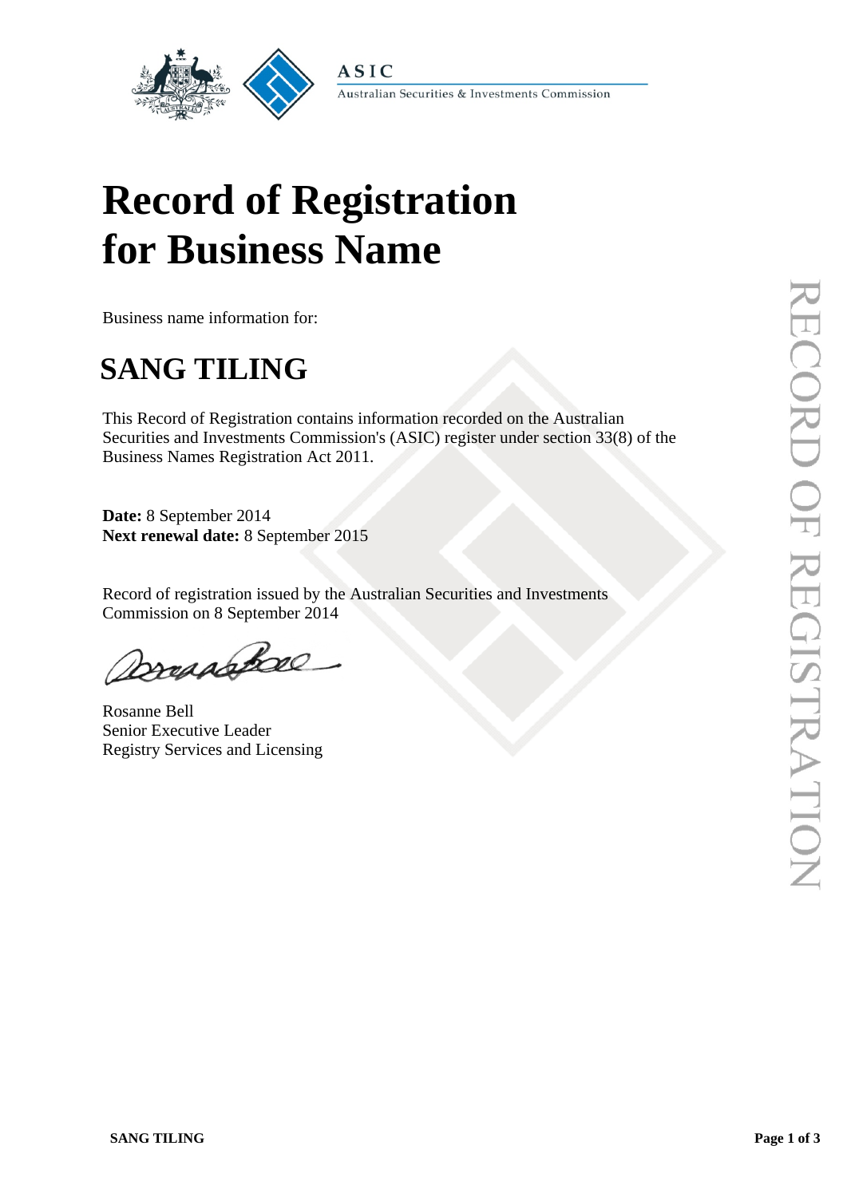ASIC

Australian Securities & Investments Commission

# Record of Registration for Business Name

Business name information for:

## SANG TILING

This Record of Registration contains information recorded on the Australian Securities and Investments Commission's (ASIC) register under section 33(8) of the Business Names Registration Act 2011.

**Date:** 8 September 2014
**Next renewal date:** 8 September 2015

Record of registration issued by the Australian Securities and Investments Commission on 8 September 2014

Rosanne Bell
Senior Executive Leader
Registry Services and Licensing

RECORD OF REGISTRATION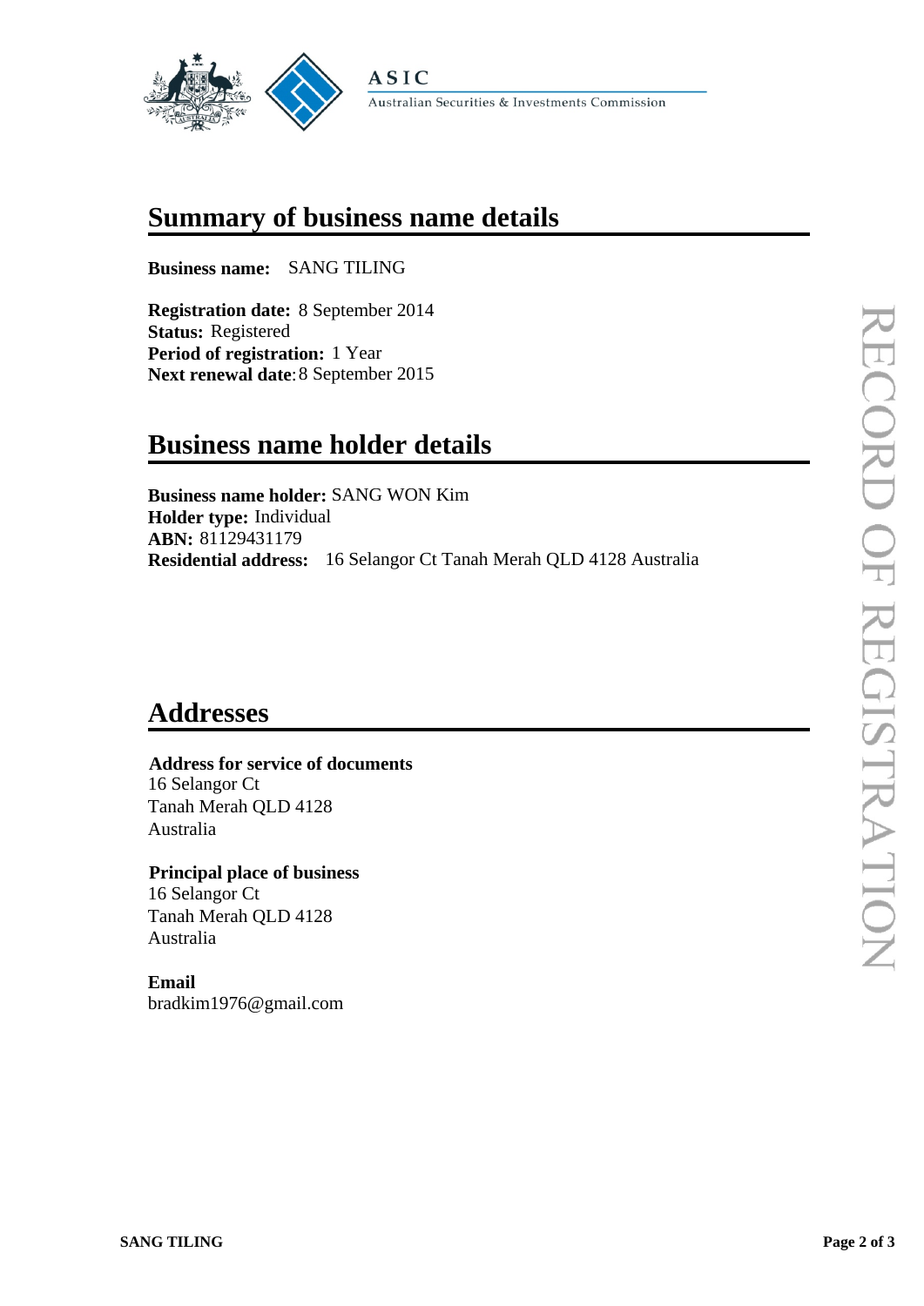ASIC

Australian Securities & Investments Commission

# Summary of business name details

**Business name:** SANG TILING

**Registration date:** 8 September 2014
**Status:** Registered
**Period of registration:** 1 Year
**Next renewal date**: 8 September 2015

# Business name holder details

**Business name holder:** SANG WON Kim
**Holder type:** Individual
**ABN:** 81129431179
**Residential address:** 16 Selangor Ct Tanah Merah QLD 4128 Australia

# Addresses

**Address for service of documents**
16 Selangor Ct
Tanah Merah QLD 4128
Australia

**Principal place of business**
16 Selangor Ct
Tanah Merah QLD 4128
Australia

**Email**
bradkim1976@gmail.com

RECORD OF REGISTRATION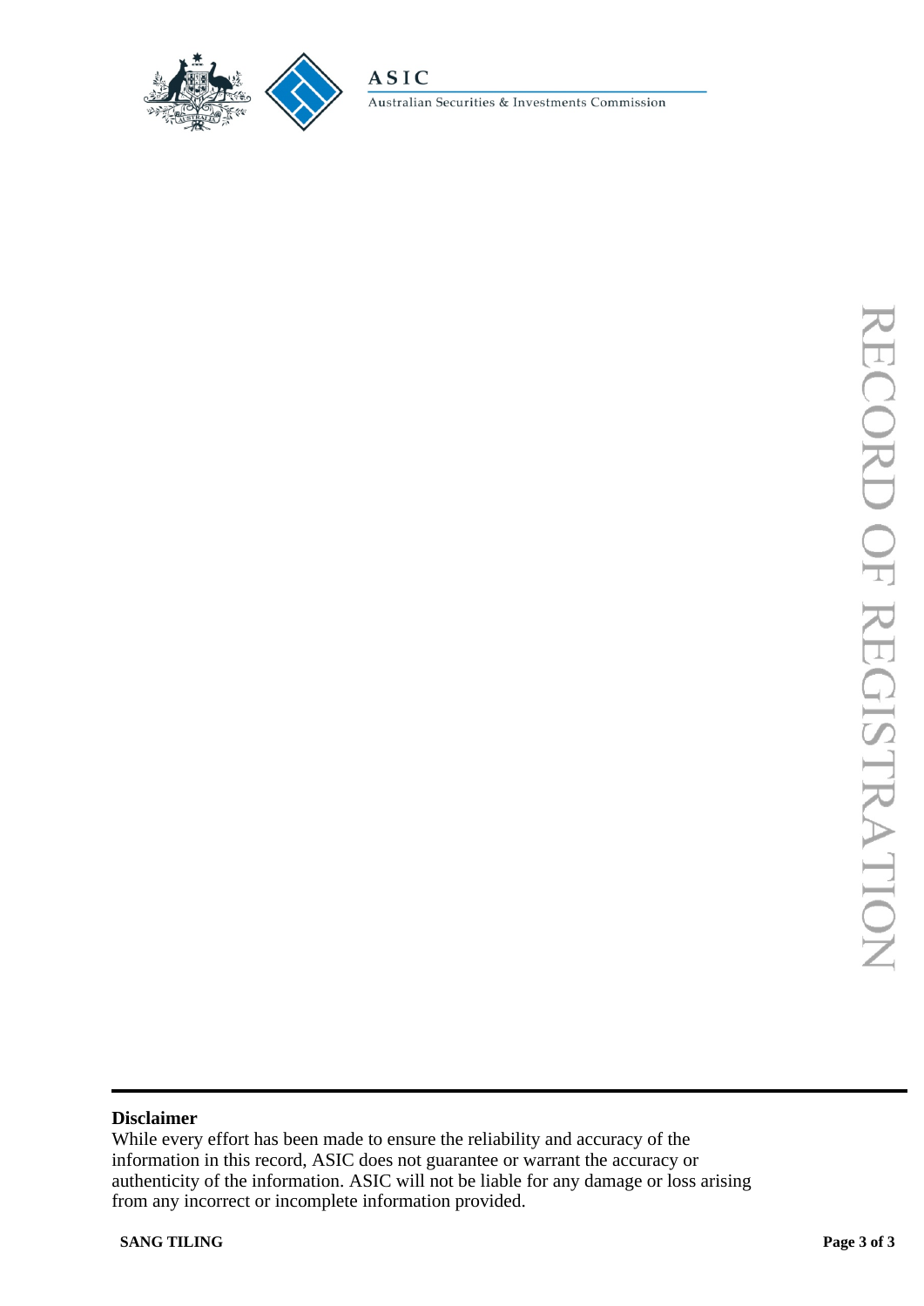**ASIC**

Australian Securities & Investments Commission

RECORD OF REGISTRATION

**Disclaimer**

While every effort has been made to ensure the reliability and accuracy of the information in this record, ASIC does not guarantee or warrant the accuracy or authenticity of the information. ASIC will not be liable for any damage or loss arising from any incorrect or incomplete information provided.